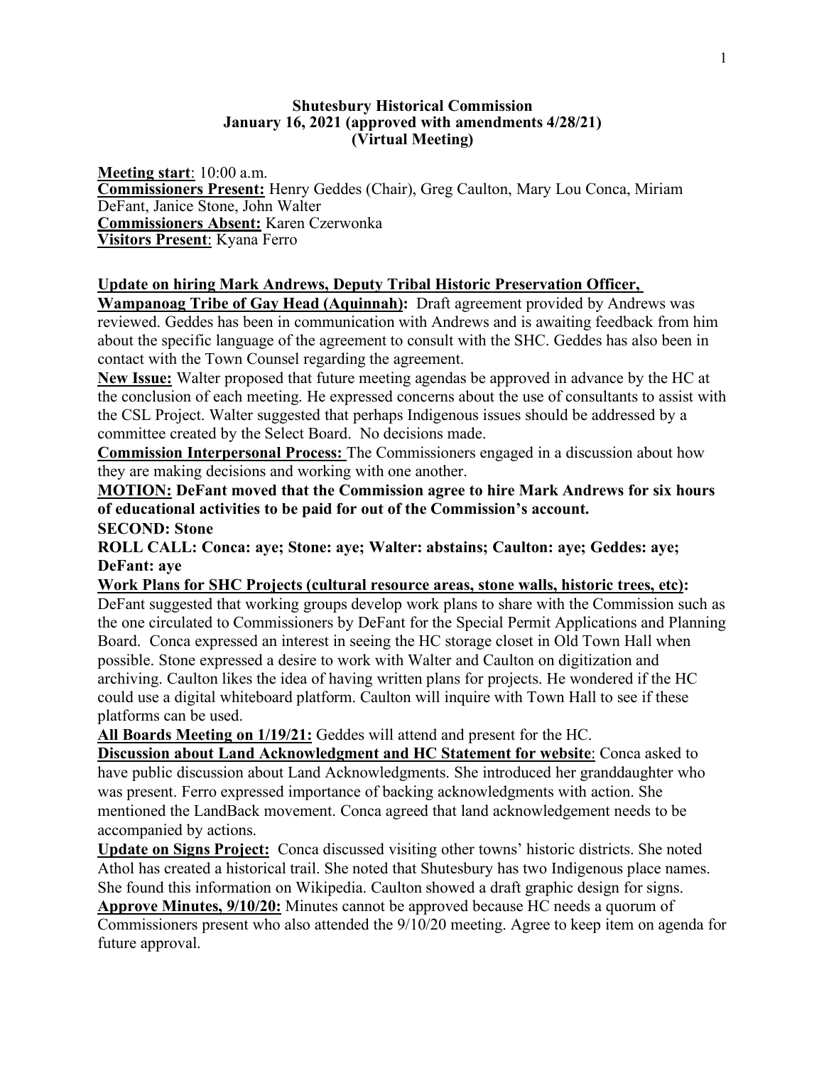**Shutesbury Historical Commission**
**January 16, 2021 (approved with amendments 4/28/21)**
**(Virtual Meeting)**

**Meeting start**: 10:00 a.m.
**Commissioners Present:** Henry Geddes (Chair), Greg Caulton, Mary Lou Conca, Miriam DeFant, Janice Stone, John Walter
**Commissioners Absent:** Karen Czerwonka
**Visitors Present**: Kyana Ferro

**Update on hiring Mark Andrews, Deputy Tribal Historic Preservation Officer, Wampanoag Tribe of Gay Head (Aquinnah):** Draft agreement provided by Andrews was reviewed. Geddes has been in communication with Andrews and is awaiting feedback from him about the specific language of the agreement to consult with the SHC. Geddes has also been in contact with the Town Counsel regarding the agreement.

**New Issue:** Walter proposed that future meeting agendas be approved in advance by the HC at the conclusion of each meeting. He expressed concerns about the use of consultants to assist with the CSL Project. Walter suggested that perhaps Indigenous issues should be addressed by a committee created by the Select Board. No decisions made.

**Commission Interpersonal Process:** The Commissioners engaged in a discussion about how they are making decisions and working with one another.

**MOTION: DeFant moved that the Commission agree to hire Mark Andrews for six hours of educational activities to be paid for out of the Commission's account.**
**SECOND: Stone**
**ROLL CALL: Conca: aye; Stone: aye; Walter: abstains; Caulton: aye; Geddes: aye; DeFant: aye**

**Work Plans for SHC Projects (cultural resource areas, stone walls, historic trees, etc):** DeFant suggested that working groups develop work plans to share with the Commission such as the one circulated to Commissioners by DeFant for the Special Permit Applications and Planning Board. Conca expressed an interest in seeing the HC storage closet in Old Town Hall when possible. Stone expressed a desire to work with Walter and Caulton on digitization and archiving. Caulton likes the idea of having written plans for projects. He wondered if the HC could use a digital whiteboard platform. Caulton will inquire with Town Hall to see if these platforms can be used.

**All Boards Meeting on 1/19/21:** Geddes will attend and present for the HC.

**Discussion about Land Acknowledgment and HC Statement for website**: Conca asked to have public discussion about Land Acknowledgments. She introduced her granddaughter who was present. Ferro expressed importance of backing acknowledgments with action. She mentioned the LandBack movement. Conca agreed that land acknowledgement needs to be accompanied by actions.

**Update on Signs Project:** Conca discussed visiting other towns' historic districts. She noted Athol has created a historical trail. She noted that Shutesbury has two Indigenous place names. She found this information on Wikipedia. Caulton showed a draft graphic design for signs.

**Approve Minutes, 9/10/20:** Minutes cannot be approved because HC needs a quorum of Commissioners present who also attended the 9/10/20 meeting. Agree to keep item on agenda for future approval.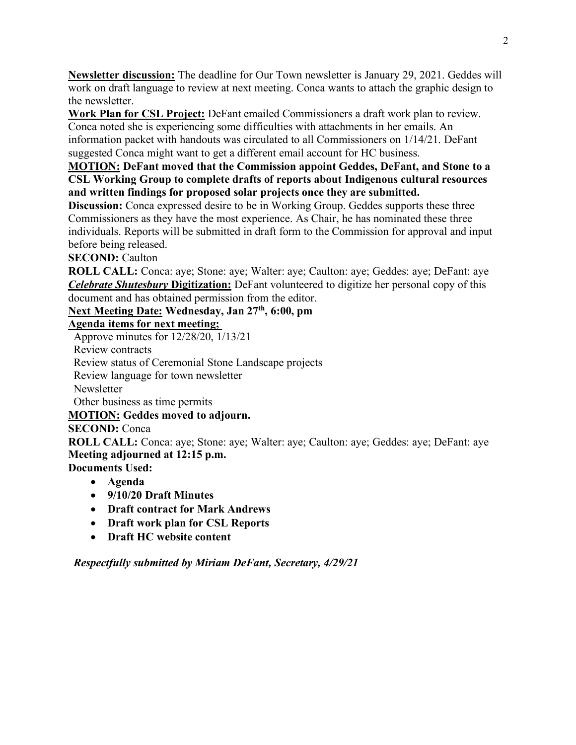**Newsletter discussion:** The deadline for Our Town newsletter is January 29, 2021. Geddes will work on draft language to review at next meeting. Conca wants to attach the graphic design to the newsletter.

**Work Plan for CSL Project:** DeFant emailed Commissioners a draft work plan to review. Conca noted she is experiencing some difficulties with attachments in her emails. An information packet with handouts was circulated to all Commissioners on 1/14/21. DeFant suggested Conca might want to get a different email account for HC business.

**MOTION: DeFant moved that the Commission appoint Geddes, DeFant, and Stone to a CSL Working Group to complete drafts of reports about Indigenous cultural resources and written findings for proposed solar projects once they are submitted.**

**Discussion:** Conca expressed desire to be in Working Group. Geddes supports these three Commissioners as they have the most experience. As Chair, he has nominated these three individuals. Reports will be submitted in draft form to the Commission for approval and input before being released.

**SECOND:** Caulton

**ROLL CALL:** Conca: aye; Stone: aye; Walter: aye; Caulton: aye; Geddes: aye; DeFant: aye

***Celebrate Shutesbury* Digitization:** DeFant volunteered to digitize her personal copy of this document and has obtained permission from the editor.

**Next Meeting Date: Wednesday, Jan 27th, 6:00, pm**

**Agenda items for next meeting;**

Approve minutes for 12/28/20, 1/13/21
Review contracts
Review status of Ceremonial Stone Landscape projects
Review language for town newsletter
Newsletter
Other business as time permits

**MOTION: Geddes moved to adjourn.**

**SECOND:** Conca

**ROLL CALL:** Conca: aye; Stone: aye; Walter: aye; Caulton: aye; Geddes: aye; DeFant: aye

**Meeting adjourned at 12:15 p.m.**

**Documents Used:**

- **Agenda**
- **9/10/20 Draft Minutes**
- **Draft contract for Mark Andrews**
- **Draft work plan for CSL Reports**
- **Draft HC website content**

***Respectfully submitted by Miriam DeFant, Secretary, 4/29/21***